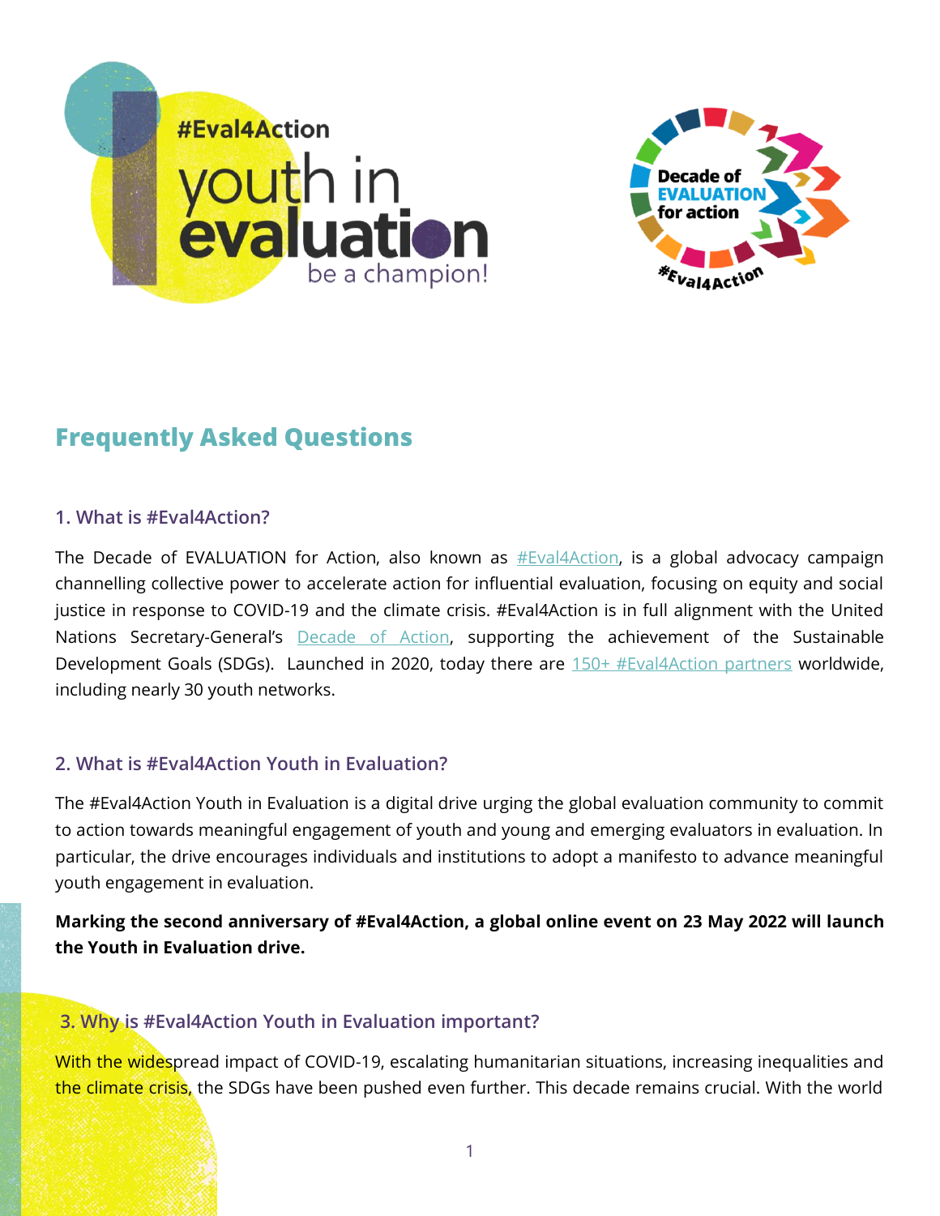## Frequently Asked Questions

### 1. What is #Eval4Action?

The Decade of EVALUATION for Action, also known as [#Eval4Action](), is a global advocacy campaign channelling collective power to accelerate action for influential evaluation, focusing on equity and social justice in response to COVID-19 and the climate crisis. #Eval4Action is in full alignment with the United Nations Secretary-General's [Decade of Action](), supporting the achievement of the Sustainable Development Goals (SDGs). Launched in 2020, today there are [150+ #Eval4Action partners]() worldwide, including nearly 30 youth networks.

### 2. What is #Eval4Action Youth in Evaluation?

The #Eval4Action Youth in Evaluation is a digital drive urging the global evaluation community to commit to action towards meaningful engagement of youth and young and emerging evaluators in evaluation. In particular, the drive encourages individuals and institutions to adopt a manifesto to advance meaningful youth engagement in evaluation.

**Marking the second anniversary of #Eval4Action, a global online event on 23 May 2022 will launch the Youth in Evaluation drive.**

### 3. Why is #Eval4Action Youth in Evaluation important?

With the widespread impact of COVID-19, escalating humanitarian situations, increasing inequalities and the climate crisis, the SDGs have been pushed even further. This decade remains crucial. With the world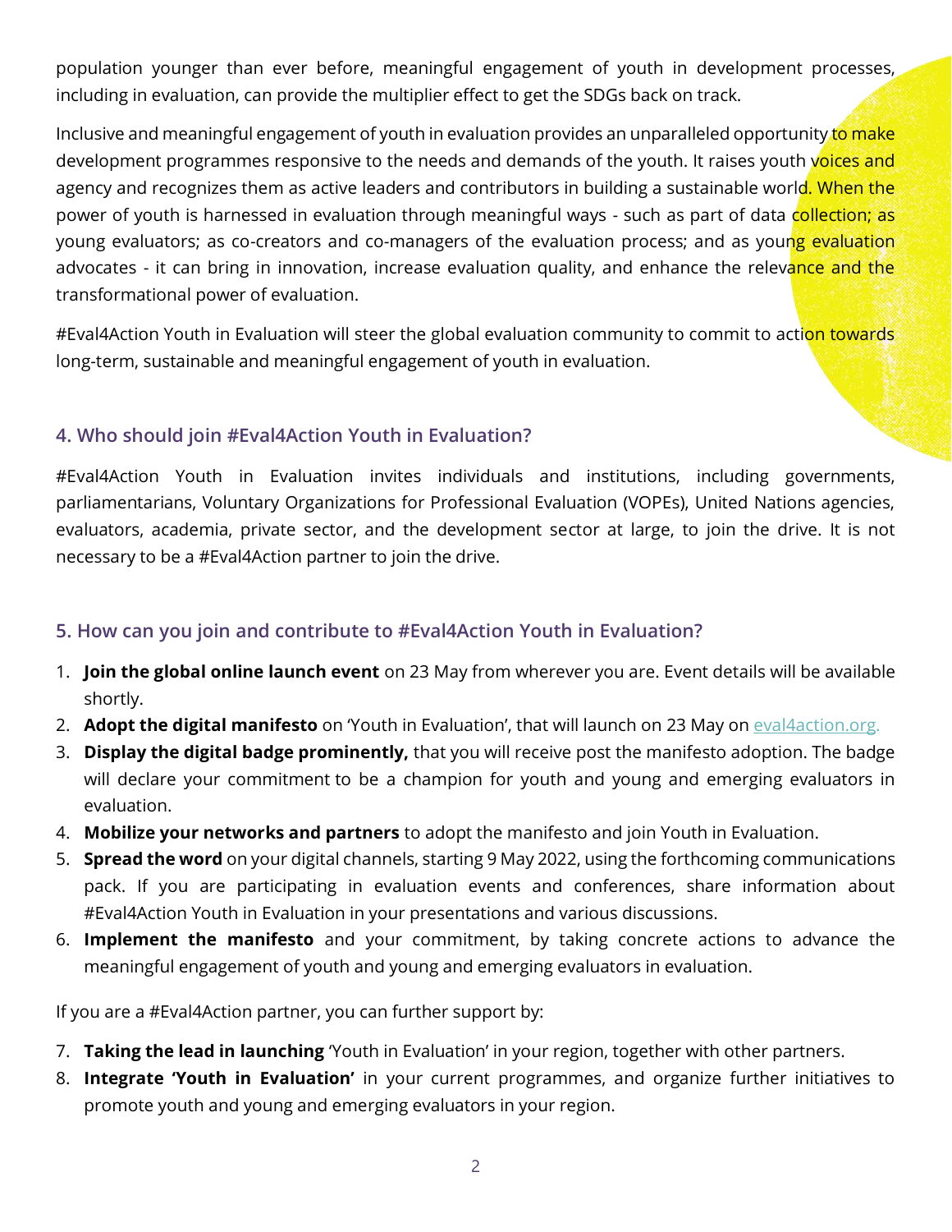population younger than ever before, meaningful engagement of youth in development processes, including in evaluation, can provide the multiplier effect to get the SDGs back on track.

Inclusive and meaningful engagement of youth in evaluation provides an unparalleled opportunity to make development programmes responsive to the needs and demands of the youth. It raises youth voices and agency and recognizes them as active leaders and contributors in building a sustainable world. When the power of youth is harnessed in evaluation through meaningful ways - such as part of data collection; as young evaluators; as co-creators and co-managers of the evaluation process; and as young evaluation advocates - it can bring in innovation, increase evaluation quality, and enhance the relevance and the transformational power of evaluation.

#Eval4Action Youth in Evaluation will steer the global evaluation community to commit to action towards long-term, sustainable and meaningful engagement of youth in evaluation.

### 4. Who should join #Eval4Action Youth in Evaluation?

#Eval4Action Youth in Evaluation invites individuals and institutions, including governments, parliamentarians, Voluntary Organizations for Professional Evaluation (VOPEs), United Nations agencies, evaluators, academia, private sector, and the development sector at large, to join the drive. It is not necessary to be a #Eval4Action partner to join the drive.

### 5. How can you join and contribute to #Eval4Action Youth in Evaluation?

1. **Join the global online launch event** on 23 May from wherever you are. Event details will be available shortly.
2. **Adopt the digital manifesto** on 'Youth in Evaluation', that will launch on 23 May on [eval4action.org.](eval4action.org)
3. **Display the digital badge prominently,** that you will receive post the manifesto adoption. The badge will declare your commitment to be a champion for youth and young and emerging evaluators in evaluation.
4. **Mobilize your networks and partners** to adopt the manifesto and join Youth in Evaluation.
5. **Spread the word** on your digital channels, starting 9 May 2022, using the forthcoming communications pack. If you are participating in evaluation events and conferences, share information about #Eval4Action Youth in Evaluation in your presentations and various discussions.
6. **Implement the manifesto** and your commitment, by taking concrete actions to advance the meaningful engagement of youth and young and emerging evaluators in evaluation.

If you are a #Eval4Action partner, you can further support by:

7. **Taking the lead in launching** 'Youth in Evaluation' in your region, together with other partners.
8. **Integrate 'Youth in Evaluation'** in your current programmes, and organize further initiatives to promote youth and young and emerging evaluators in your region.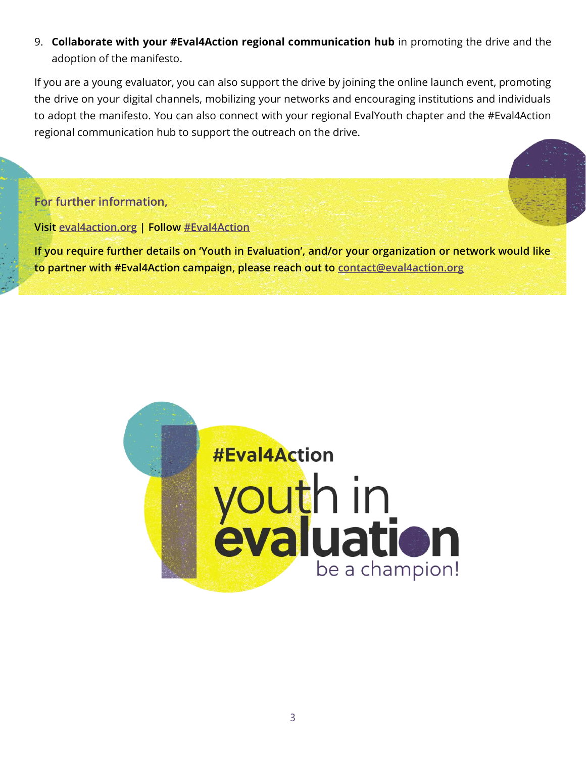9. **Collaborate with your #Eval4Action regional communication hub** in promoting the drive and the adoption of the manifesto.

If you are a young evaluator, you can also support the drive by joining the online launch event, promoting the drive on your digital channels, mobilizing your networks and encouraging institutions and individuals to adopt the manifesto. You can also connect with your regional EvalYouth chapter and the #Eval4Action regional communication hub to support the outreach on the drive.

For further information,

**Visit eval4action.org | Follow #Eval4Action**

**If you require further details on 'Youth in Evaluation', and/or your organization or network would like to partner with #Eval4Action campaign, please reach out to contact@eval4action.org**

#Eval4Action

youth in evaluation

be a champion!